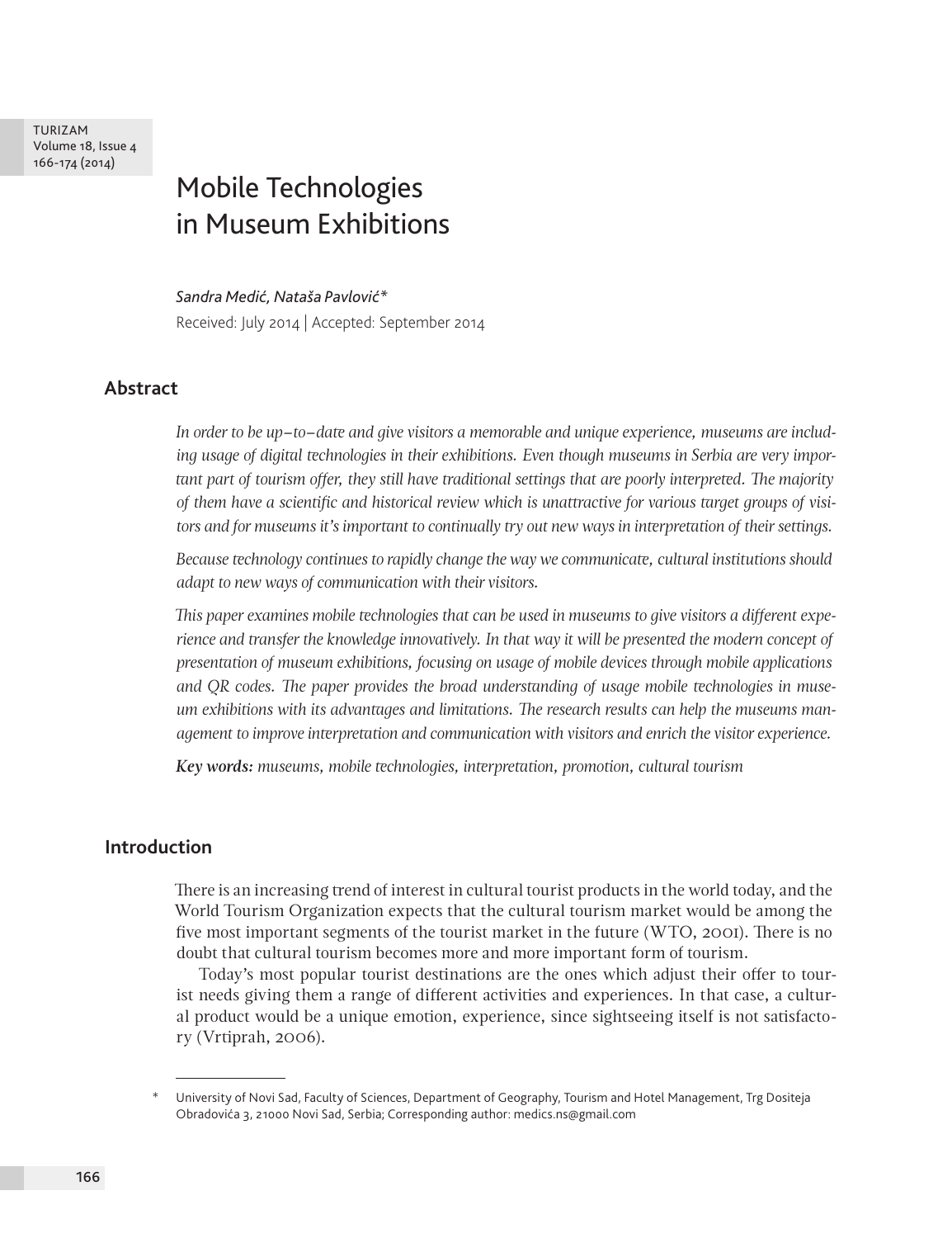# Mobile Technologies in Museum Exhibitions

*Sandra Medić, Nataša Pavlović*[*]

Received: July 2014 | Accepted: September 2014

## Abstract

*In order to be up–to–date and give visitors a memorable and unique experience, museums are including usage of digital technologies in their exhibitions. Even though museums in Serbia are very important part of tourism offer, they still have traditional settings that are poorly interpreted. The majority of them have a scientific and historical review which is unattractive for various target groups of visitors and for museums it's important to continually try out new ways in interpretation of their settings.*

*Because technology continues to rapidly change the way we communicate, cultural institutions should adapt to new ways of communication with their visitors.*

*This paper examines mobile technologies that can be used in museums to give visitors a different experience and transfer the knowledge innovatively. In that way it will be presented the modern concept of presentation of museum exhibitions, focusing on usage of mobile devices through mobile applications and QR codes. The paper provides the broad understanding of usage mobile technologies in museum exhibitions with its advantages and limitations. The research results can help the museums management to improve interpretation and communication with visitors and enrich the visitor experience.*

***Key words:*** *museums, mobile technologies, interpretation, promotion, cultural tourism*

## Introduction

There is an increasing trend of interest in cultural tourist products in the world today, and the World Tourism Organization expects that the cultural tourism market would be among the five most important segments of the tourist market in the future (WTO, 2001). There is no doubt that cultural tourism becomes more and more important form of tourism.

Today's most popular tourist destinations are the ones which adjust their offer to tourist needs giving them a range of different activities and experiences. In that case, a cultural product would be a unique emotion, experience, since sightseeing itself is not satisfactory (Vrtiprah, 2006).

---

[*] University of Novi Sad, Faculty of Sciences, Department of Geography, Tourism and Hotel Management, Trg Dositeja Obradovića 3, 21000 Novi Sad, Serbia; Corresponding author: medics.ns@gmail.com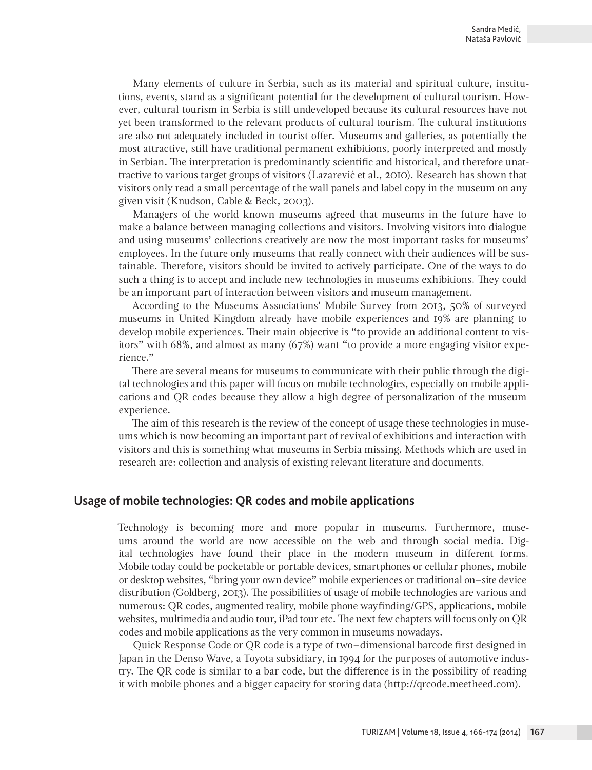Many elements of culture in Serbia, such as its material and spiritual culture, institutions, events, stand as a significant potential for the development of cultural tourism. However, cultural tourism in Serbia is still undeveloped because its cultural resources have not yet been transformed to the relevant products of cultural tourism. The cultural institutions are also not adequately included in tourist offer. Museums and galleries, as potentially the most attractive, still have traditional permanent exhibitions, poorly interpreted and mostly in Serbian. The interpretation is predominantly scientific and historical, and therefore unattractive to various target groups of visitors (Lazarević et al., 2010). Research has shown that visitors only read a small percentage of the wall panels and label copy in the museum on any given visit (Knudson, Cable & Beck, 2003).

Managers of the world known museums agreed that museums in the future have to make a balance between managing collections and visitors. Involving visitors into dialogue and using museums' collections creatively are now the most important tasks for museums' employees. In the future only museums that really connect with their audiences will be sustainable. Therefore, visitors should be invited to actively participate. One of the ways to do such a thing is to accept and include new technologies in museums exhibitions. They could be an important part of interaction between visitors and museum management.

According to the Museums Associations' Mobile Survey from 2013, 50% of surveyed museums in United Kingdom already have mobile experiences and 19% are planning to develop mobile experiences. Their main objective is "to provide an additional content to visitors" with 68%, and almost as many (67%) want "to provide a more engaging visitor experience."

There are several means for museums to communicate with their public through the digital technologies and this paper will focus on mobile technologies, especially on mobile applications and QR codes because they allow a high degree of personalization of the museum experience.

The aim of this research is the review of the concept of usage these technologies in museums which is now becoming an important part of revival of exhibitions and interaction with visitors and this is something what museums in Serbia missing. Methods which are used in research are: collection and analysis of existing relevant literature and documents.

## Usage of mobile technologies: QR codes and mobile applications

Technology is becoming more and more popular in museums. Furthermore, museums around the world are now accessible on the web and through social media. Digital technologies have found their place in the modern museum in different forms. Mobile today could be pocketable or portable devices, smartphones or cellular phones, mobile or desktop websites, "bring your own device" mobile experiences or traditional on–site device distribution (Goldberg, 2013). The possibilities of usage of mobile technologies are various and numerous: QR codes, augmented reality, mobile phone wayfinding/GPS, applications, mobile websites, multimedia and audio tour, iPad tour etc. The next few chapters will focus only on QR codes and mobile applications as the very common in museums nowadays.

Quick Response Code or QR code is a type of two–dimensional barcode first designed in Japan in the Denso Wave, a Toyota subsidiary, in 1994 for the purposes of automotive industry. The QR code is similar to a bar code, but the difference is in the possibility of reading it with mobile phones and a bigger capacity for storing data (http://qrcode.meetheed.com).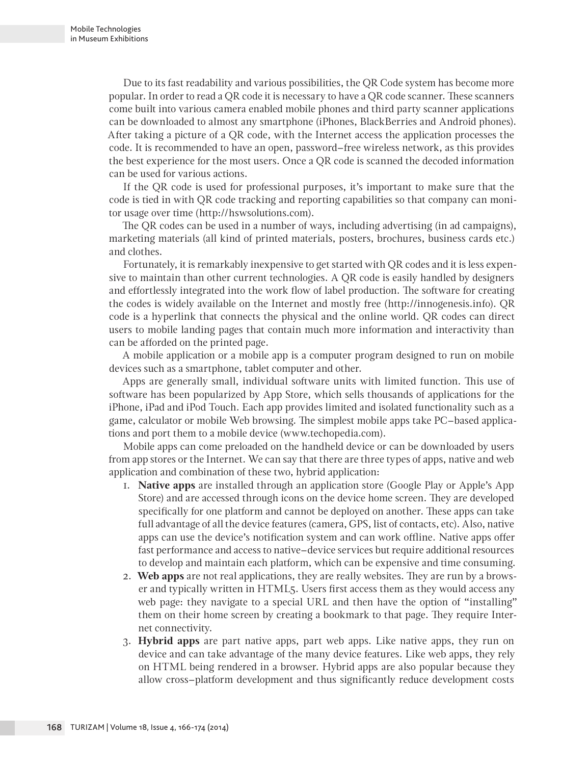Due to its fast readability and various possibilities, the QR Code system has become more popular. In order to read a QR code it is necessary to have a QR code scanner. These scanners come built into various camera enabled mobile phones and third party scanner applications can be downloaded to almost any smartphone (iPhones, BlackBerries and Android phones). After taking a picture of a QR code, with the Internet access the application processes the code. It is recommended to have an open, password–free wireless network, as this provides the best experience for the most users. Once a QR code is scanned the decoded information can be used for various actions.

If the QR code is used for professional purposes, it's important to make sure that the code is tied in with QR code tracking and reporting capabilities so that company can monitor usage over time (http://hswsolutions.com).

The QR codes can be used in a number of ways, including advertising (in ad campaigns), marketing materials (all kind of printed materials, posters, brochures, business cards etc.) and clothes.

Fortunately, it is remarkably inexpensive to get started with QR codes and it is less expensive to maintain than other current technologies. A QR code is easily handled by designers and effortlessly integrated into the work flow of label production. The software for creating the codes is widely available on the Internet and mostly free (http://innogenesis.info). QR code is a hyperlink that connects the physical and the online world. QR codes can direct users to mobile landing pages that contain much more information and interactivity than can be afforded on the printed page.

A mobile application or a mobile app is a computer program designed to run on mobile devices such as a smartphone, tablet computer and other.

Apps are generally small, individual software units with limited function. This use of software has been popularized by App Store, which sells thousands of applications for the iPhone, iPad and iPod Touch. Each app provides limited and isolated functionality such as a game, calculator or mobile Web browsing. The simplest mobile apps take PC–based applications and port them to a mobile device (www.techopedia.com).

Mobile apps can come preloaded on the handheld device or can be downloaded by users from app stores or the Internet. We can say that there are three types of apps, native and web application and combination of these two, hybrid application:

1. **Native apps** are installed through an application store (Google Play or Apple's App Store) and are accessed through icons on the device home screen. They are developed specifically for one platform and cannot be deployed on another. These apps can take full advantage of all the device features (camera, GPS, list of contacts, etc). Also, native apps can use the device's notification system and can work offline. Native apps offer fast performance and access to native–device services but require additional resources to develop and maintain each platform, which can be expensive and time consuming.
2. **Web apps** are not real applications, they are really websites. They are run by a browser and typically written in HTML5. Users first access them as they would access any web page: they navigate to a special URL and then have the option of "installing" them on their home screen by creating a bookmark to that page. They require Internet connectivity.
3. **Hybrid apps** are part native apps, part web apps. Like native apps, they run on device and can take advantage of the many device features. Like web apps, they rely on HTML being rendered in a browser. Hybrid apps are also popular because they allow cross–platform development and thus significantly reduce development costs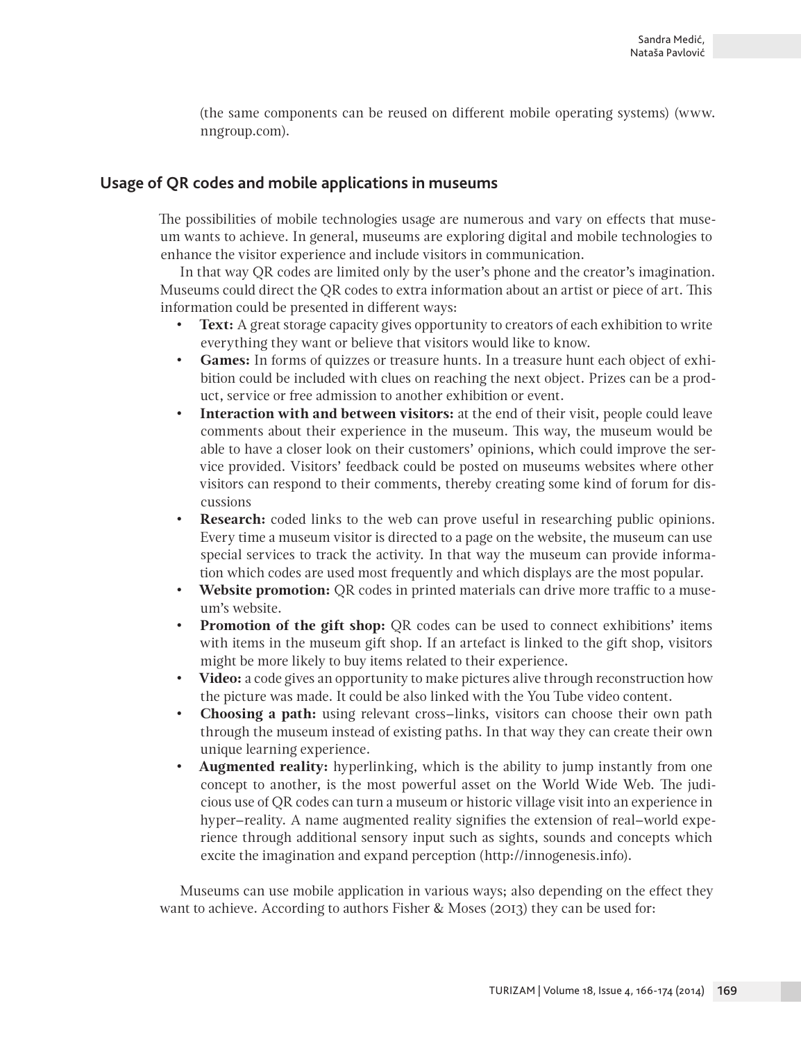(the same components can be reused on different mobile operating systems) (www.nngroup.com).

## Usage of QR codes and mobile applications in museums

The possibilities of mobile technologies usage are numerous and vary on effects that museum wants to achieve. In general, museums are exploring digital and mobile technologies to enhance the visitor experience and include visitors in communication.

In that way QR codes are limited only by the user's phone and the creator's imagination. Museums could direct the QR codes to extra information about an artist or piece of art. This information could be presented in different ways:

- **Text:** A great storage capacity gives opportunity to creators of each exhibition to write everything they want or believe that visitors would like to know.
- **Games:** In forms of quizzes or treasure hunts. In a treasure hunt each object of exhibition could be included with clues on reaching the next object. Prizes can be a product, service or free admission to another exhibition or event.
- **Interaction with and between visitors:** at the end of their visit, people could leave comments about their experience in the museum. This way, the museum would be able to have a closer look on their customers' opinions, which could improve the service provided. Visitors' feedback could be posted on museums websites where other visitors can respond to their comments, thereby creating some kind of forum for discussions
- **Research:** coded links to the web can prove useful in researching public opinions. Every time a museum visitor is directed to a page on the website, the museum can use special services to track the activity. In that way the museum can provide information which codes are used most frequently and which displays are the most popular.
- **Website promotion:** QR codes in printed materials can drive more traffic to a museum's website.
- **Promotion of the gift shop:** QR codes can be used to connect exhibitions' items with items in the museum gift shop. If an artefact is linked to the gift shop, visitors might be more likely to buy items related to their experience.
- **Video:** a code gives an opportunity to make pictures alive through reconstruction how the picture was made. It could be also linked with the You Tube video content.
- **Choosing a path:** using relevant cross–links, visitors can choose their own path through the museum instead of existing paths. In that way they can create their own unique learning experience.
- **Augmented reality:** hyperlinking, which is the ability to jump instantly from one concept to another, is the most powerful asset on the World Wide Web. The judicious use of QR codes can turn a museum or historic village visit into an experience in hyper–reality. A name augmented reality signifies the extension of real–world experience through additional sensory input such as sights, sounds and concepts which excite the imagination and expand perception (http://innogenesis.info).

Museums can use mobile application in various ways; also depending on the effect they want to achieve. According to authors Fisher & Moses (2013) they can be used for: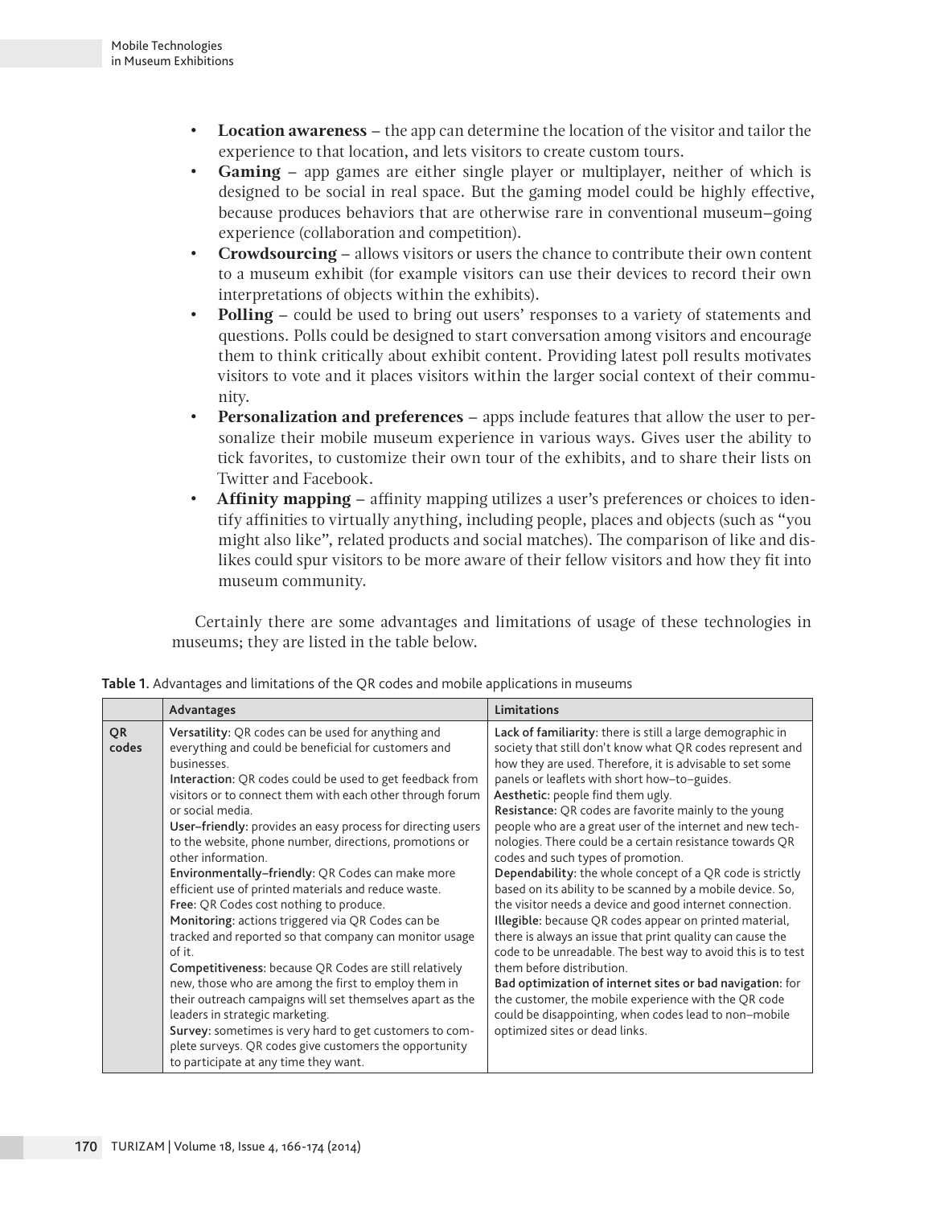- **Location awareness** – the app can determine the location of the visitor and tailor the experience to that location, and lets visitors to create custom tours.
- **Gaming** – app games are either single player or multiplayer, neither of which is designed to be social in real space. But the gaming model could be highly effective, because produces behaviors that are otherwise rare in conventional museum–going experience (collaboration and competition).
- **Crowdsourcing** – allows visitors or users the chance to contribute their own content to a museum exhibit (for example visitors can use their devices to record their own interpretations of objects within the exhibits).
- **Polling** – could be used to bring out users' responses to a variety of statements and questions. Polls could be designed to start conversation among visitors and encourage them to think critically about exhibit content. Providing latest poll results motivates visitors to vote and it places visitors within the larger social context of their community.
- **Personalization and preferences** – apps include features that allow the user to personalize their mobile museum experience in various ways. Gives user the ability to tick favorites, to customize their own tour of the exhibits, and to share their lists on Twitter and Facebook.
- **Affinity mapping** – affinity mapping utilizes a user's preferences or choices to identify affinities to virtually anything, including people, places and objects (such as "you might also like", related products and social matches). The comparison of like and dislikes could spur visitors to be more aware of their fellow visitors and how they fit into museum community.

Certainly there are some advantages and limitations of usage of these technologies in museums; they are listed in the table below.

**Table 1.** Advantages and limitations of the QR codes and mobile applications in museums

| | Advantages | Limitations |
|---|---|---|
| **QR codes** | **Versatility:** QR codes can be used for anything and everything and could be beneficial for customers and businesses.<br>**Interaction:** QR codes could be used to get feedback from visitors or to connect them with each other through forum or social media.<br>**User–friendly:** provides an easy process for directing users to the website, phone number, directions, promotions or other information.<br>**Environmentally–friendly:** QR Codes can make more efficient use of printed materials and reduce waste.<br>**Free:** QR Codes cost nothing to produce.<br>**Monitoring:** actions triggered via QR Codes can be tracked and reported so that company can monitor usage of it.<br>**Competitiveness:** because QR Codes are still relatively new, those who are among the first to employ them in their outreach campaigns will set themselves apart as the leaders in strategic marketing.<br>**Survey:** sometimes is very hard to get customers to complete surveys. QR codes give customers the opportunity to participate at any time they want. | **Lack of familiarity:** there is still a large demographic in society that still don't know what QR codes represent and how they are used. Therefore, it is advisable to set some panels or leaflets with short how–to–guides.<br>**Aesthetic:** people find them ugly.<br>**Resistance:** QR codes are favorite mainly to the young people who are a great user of the internet and new technologies. There could be a certain resistance towards QR codes and such types of promotion.<br>**Dependability:** the whole concept of a QR code is strictly based on its ability to be scanned by a mobile device. So, the visitor needs a device and good internet connection.<br>**Illegible:** because QR codes appear on printed material, there is always an issue that print quality can cause the code to be unreadable. The best way to avoid this is to test them before distribution.<br>**Bad optimization of internet sites or bad navigation:** for the customer, the mobile experience with the QR code could be disappointing, when codes lead to non–mobile optimized sites or dead links. |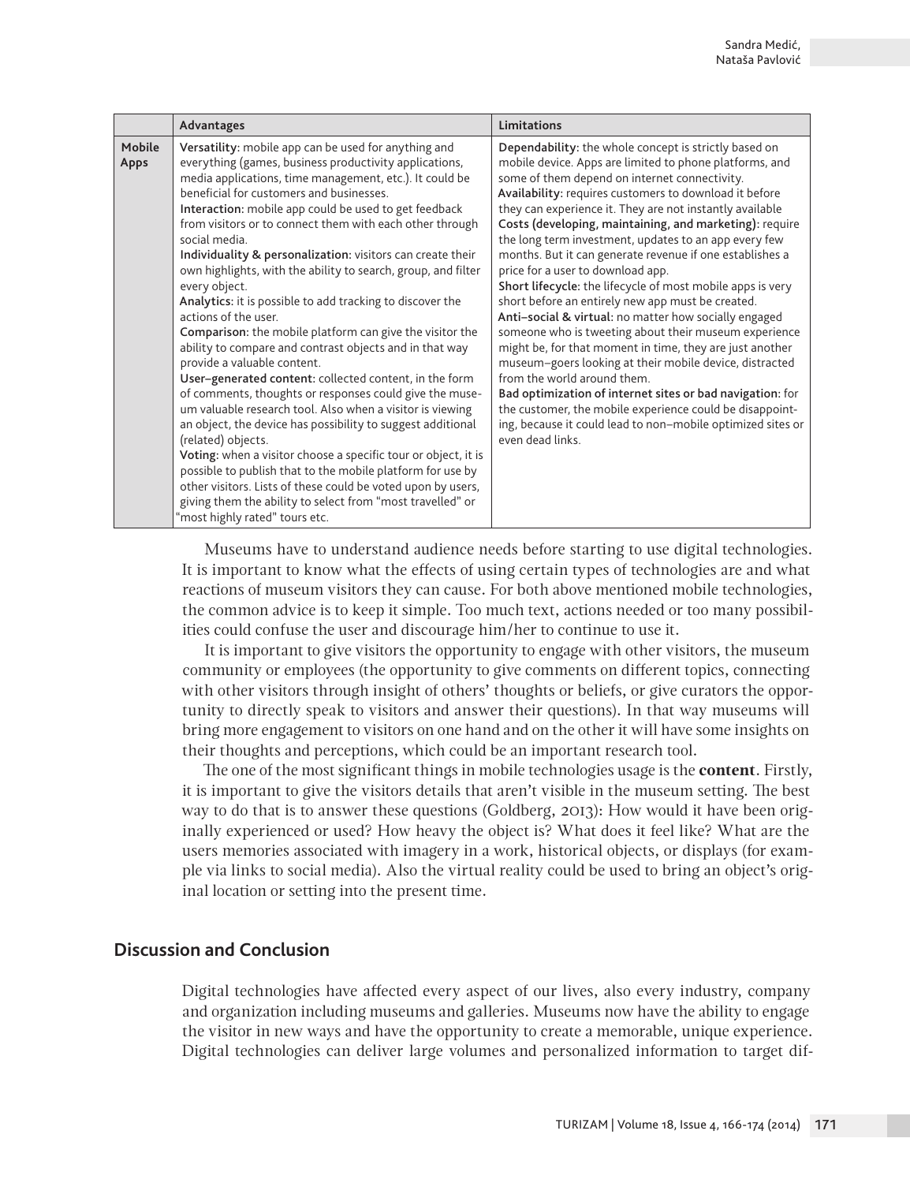| | Advantages | Limitations |
|---|---|---|
| **Mobile Apps** | **Versatility:** mobile app can be used for anything and everything (games, business productivity applications, media applications, time management, etc.). It could be beneficial for customers and businesses.<br>**Interaction:** mobile app could be used to get feedback from visitors or to connect them with each other through social media.<br>**Individuality & personalization:** visitors can create their own highlights, with the ability to search, group, and filter every object.<br>**Analytics:** it is possible to add tracking to discover the actions of the user.<br>**Comparison:** the mobile platform can give the visitor the ability to compare and contrast objects and in that way provide a valuable content.<br>**User–generated content:** collected content, in the form of comments, thoughts or responses could give the museum valuable research tool. Also when a visitor is viewing an object, the device has possibility to suggest additional (related) objects.<br>**Voting:** when a visitor choose a specific tour or object, it is possible to publish that to the mobile platform for use by other visitors. Lists of these could be voted upon by users, giving them the ability to select from "most travelled" or "most highly rated" tours etc. | **Dependability:** the whole concept is strictly based on mobile device. Apps are limited to phone platforms, and some of them depend on internet connectivity.<br>**Availability:** requires customers to download it before they can experience it. They are not instantly available<br>**Costs (developing, maintaining, and marketing):** require the long term investment, updates to an app every few months. But it can generate revenue if one establishes a price for a user to download app.<br>**Short lifecycle:** the lifecycle of most mobile apps is very short before an entirely new app must be created.<br>**Anti–social & virtual:** no matter how socially engaged someone who is tweeting about their museum experience might be, for that moment in time, they are just another museum–goers looking at their mobile device, distracted from the world around them.<br>**Bad optimization of internet sites or bad navigation:** for the customer, the mobile experience could be disappointing, because it could lead to non–mobile optimized sites or even dead links. |

Museums have to understand audience needs before starting to use digital technologies. It is important to know what the effects of using certain types of technologies are and what reactions of museum visitors they can cause. For both above mentioned mobile technologies, the common advice is to keep it simple. Too much text, actions needed or too many possibilities could confuse the user and discourage him/her to continue to use it.

It is important to give visitors the opportunity to engage with other visitors, the museum community or employees (the opportunity to give comments on different topics, connecting with other visitors through insight of others' thoughts or beliefs, or give curators the opportunity to directly speak to visitors and answer their questions). In that way museums will bring more engagement to visitors on one hand and on the other it will have some insights on their thoughts and perceptions, which could be an important research tool.

The one of the most significant things in mobile technologies usage is the **content**. Firstly, it is important to give the visitors details that aren't visible in the museum setting. The best way to do that is to answer these questions (Goldberg, 2013): How would it have been originally experienced or used? How heavy the object is? What does it feel like? What are the users memories associated with imagery in a work, historical objects, or displays (for example via links to social media). Also the virtual reality could be used to bring an object's original location or setting into the present time.

## Discussion and Conclusion

Digital technologies have affected every aspect of our lives, also every industry, company and organization including museums and galleries. Museums now have the ability to engage the visitor in new ways and have the opportunity to create a memorable, unique experience. Digital technologies can deliver large volumes and personalized information to target dif-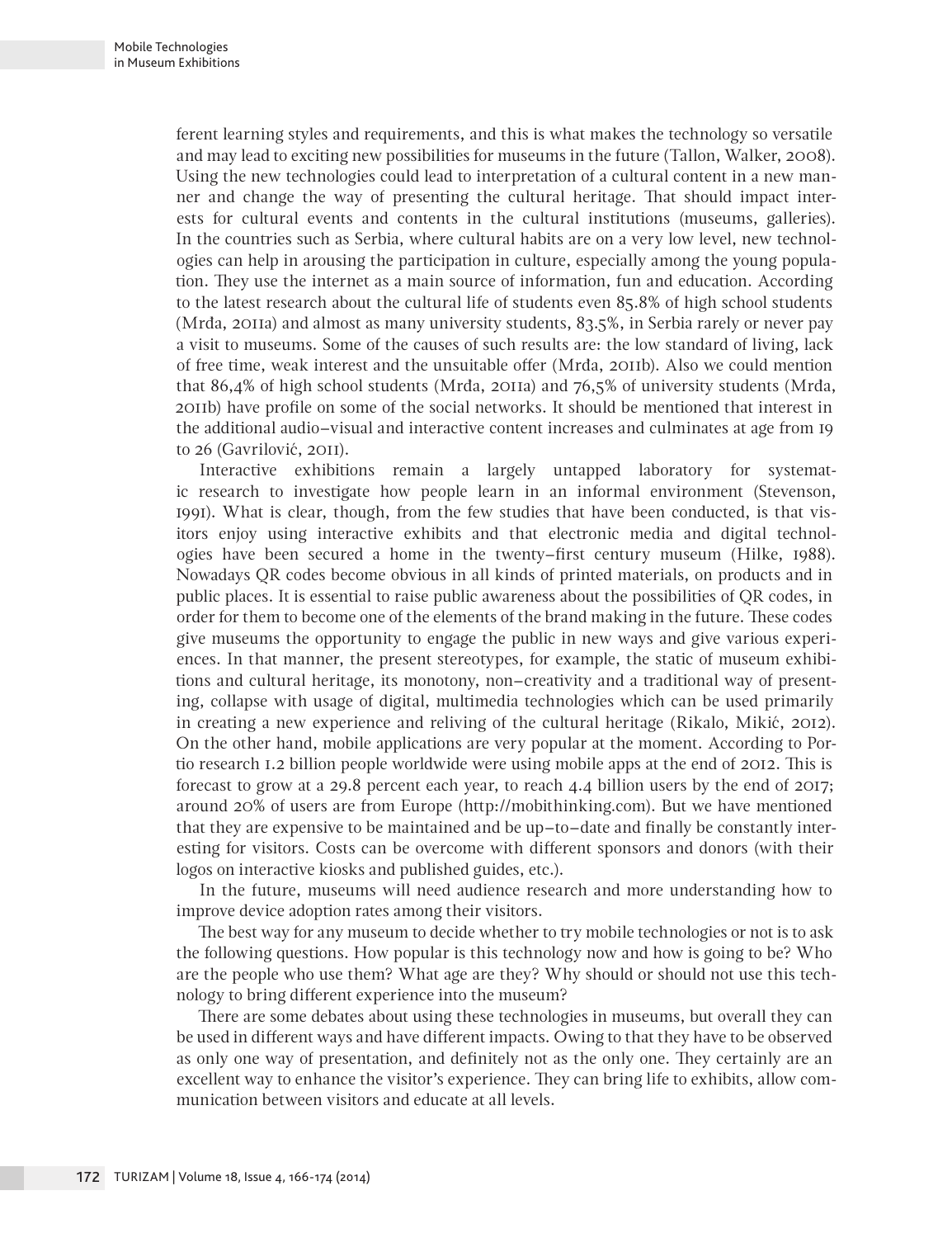ferent learning styles and requirements, and this is what makes the technology so versatile and may lead to exciting new possibilities for museums in the future (Tallon, Walker, 2008). Using the new technologies could lead to interpretation of a cultural content in a new manner and change the way of presenting the cultural heritage. That should impact interests for cultural events and contents in the cultural institutions (museums, galleries). In the countries such as Serbia, where cultural habits are on a very low level, new technologies can help in arousing the participation in culture, especially among the young population. They use the internet as a main source of information, fun and education. According to the latest research about the cultural life of students even 85.8% of high school students (Mrđa, 2011a) and almost as many university students, 83.5%, in Serbia rarely or never pay a visit to museums. Some of the causes of such results are: the low standard of living, lack of free time, weak interest and the unsuitable offer (Mrđa, 2011b). Also we could mention that 86,4% of high school students (Mrđa, 2011a) and 76,5% of university students (Mrđa, 2011b) have profile on some of the social networks. It should be mentioned that interest in the additional audio–visual and interactive content increases and culminates at age from 19 to 26 (Gavrilović, 2011).

Interactive exhibitions remain a largely untapped laboratory for systematic research to investigate how people learn in an informal environment (Stevenson, 1991). What is clear, though, from the few studies that have been conducted, is that visitors enjoy using interactive exhibits and that electronic media and digital technologies have been secured a home in the twenty–first century museum (Hilke, 1988). Nowadays QR codes become obvious in all kinds of printed materials, on products and in public places. It is essential to raise public awareness about the possibilities of QR codes, in order for them to become one of the elements of the brand making in the future. These codes give museums the opportunity to engage the public in new ways and give various experiences. In that manner, the present stereotypes, for example, the static of museum exhibitions and cultural heritage, its monotony, non–creativity and a traditional way of presenting, collapse with usage of digital, multimedia technologies which can be used primarily in creating a new experience and reliving of the cultural heritage (Rikalo, Mikić, 2012). On the other hand, mobile applications are very popular at the moment. According to Portio research 1.2 billion people worldwide were using mobile apps at the end of 2012. This is forecast to grow at a 29.8 percent each year, to reach 4.4 billion users by the end of 2017; around 20% of users are from Europe (http://mobithinking.com). But we have mentioned that they are expensive to be maintained and be up–to–date and finally be constantly interesting for visitors. Costs can be overcome with different sponsors and donors (with their logos on interactive kiosks and published guides, etc.).

In the future, museums will need audience research and more understanding how to improve device adoption rates among their visitors.

The best way for any museum to decide whether to try mobile technologies or not is to ask the following questions. How popular is this technology now and how is going to be? Who are the people who use them? What age are they? Why should or should not use this technology to bring different experience into the museum?

There are some debates about using these technologies in museums, but overall they can be used in different ways and have different impacts. Owing to that they have to be observed as only one way of presentation, and definitely not as the only one. They certainly are an excellent way to enhance the visitor's experience. They can bring life to exhibits, allow communication between visitors and educate at all levels.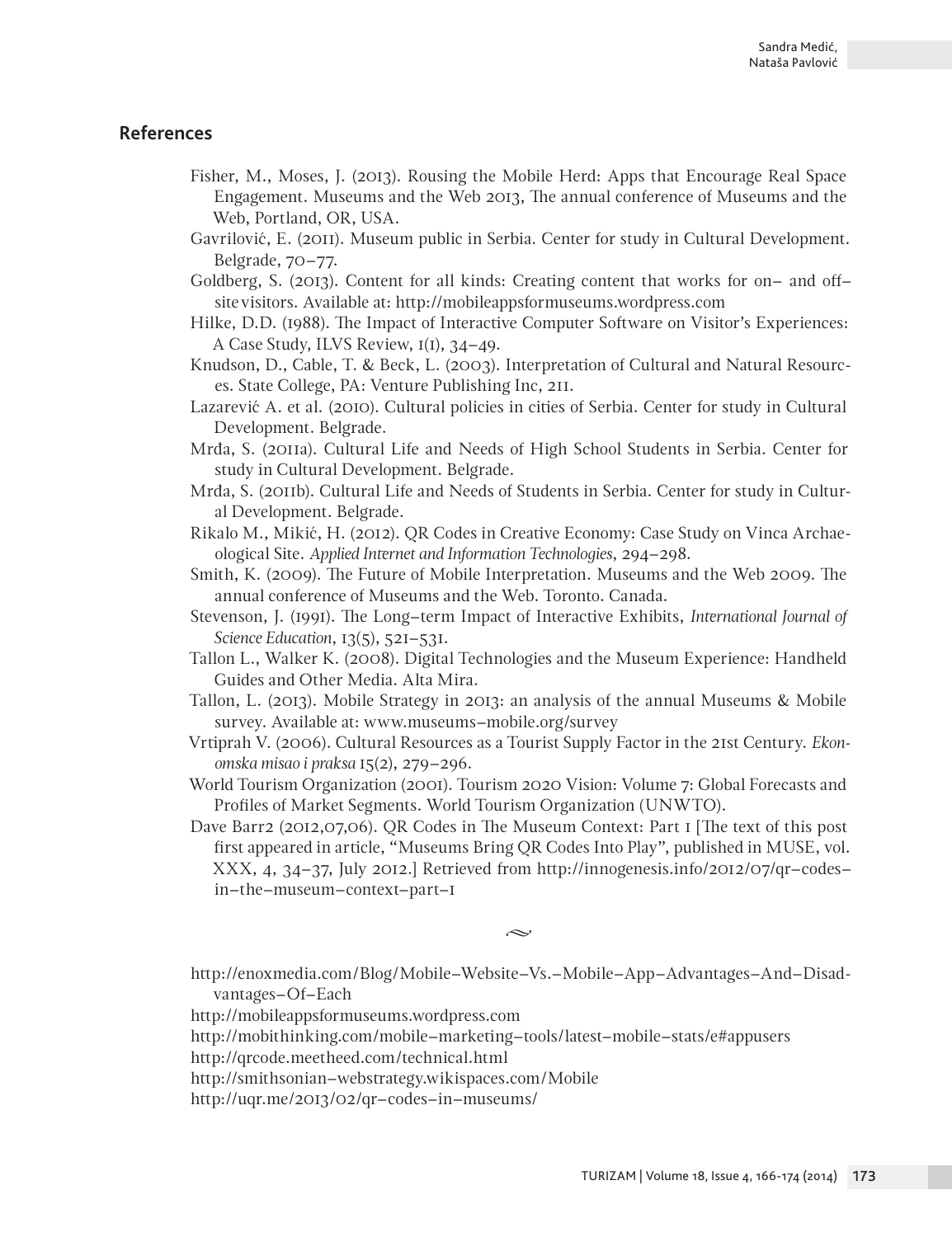## References

Fisher, M., Moses, J. (2013). Rousing the Mobile Herd: Apps that Encourage Real Space Engagement. Museums and the Web 2013, The annual conference of Museums and the Web, Portland, OR, USA.

Gavrilović, E. (2011). Museum public in Serbia. Center for study in Cultural Development. Belgrade, 70–77.

Goldberg, S. (2013). Content for all kinds: Creating content that works for on– and off–site visitors. Available at: http://mobileappsformuseums.wordpress.com

Hilke, D.D. (1988). The Impact of Interactive Computer Software on Visitor's Experiences: A Case Study, ILVS Review, 1(1), 34–49.

Knudson, D., Cable, T. & Beck, L. (2003). Interpretation of Cultural and Natural Resources. State College, PA: Venture Publishing Inc, 211.

Lazarević A. et al. (2010). Cultural policies in cities of Serbia. Center for study in Cultural Development. Belgrade.

Mrda, S. (2011a). Cultural Life and Needs of High School Students in Serbia. Center for study in Cultural Development. Belgrade.

Mrda, S. (2011b). Cultural Life and Needs of Students in Serbia. Center for study in Cultural Development. Belgrade.

Rikalo M., Mikić, H. (2012). QR Codes in Creative Economy: Case Study on Vinca Archaeological Site. *Applied Internet and Information Technologies*, 294–298.

Smith, K. (2009). The Future of Mobile Interpretation. Museums and the Web 2009. The annual conference of Museums and the Web. Toronto. Canada.

Stevenson, J. (1991). The Long–term Impact of Interactive Exhibits, *International Journal of Science Education*, 13(5), 521–531.

Tallon L., Walker K. (2008). Digital Technologies and the Museum Experience: Handheld Guides and Other Media. Alta Mira.

Tallon, L. (2013). Mobile Strategy in 2013: an analysis of the annual Museums & Mobile survey. Available at: www.museums–mobile.org/survey

Vrtiprah V. (2006). Cultural Resources as a Tourist Supply Factor in the 21st Century. *Ekonomska misao i praksa* 15(2), 279–296.

World Tourism Organization (2001). Tourism 2020 Vision: Volume 7: Global Forecasts and Profiles of Market Segments. World Tourism Organization (UNWTO).

Dave Barr2 (2012,07,06). QR Codes in The Museum Context: Part 1 [The text of this post first appeared in article, "Museums Bring QR Codes Into Play", published in MUSE, vol. XXX, 4, 34–37, July 2012.] Retrieved from http://innogenesis.info/2012/07/qr–codes–in–the–museum–context–part–1

~

http://enoxmedia.com/Blog/Mobile–Website–Vs.–Mobile–App–Advantages–And–Disadvantages–Of–Each

http://mobileappsformuseums.wordpress.com

http://mobithinking.com/mobile–marketing–tools/latest–mobile–stats/e#appusers

http://qrcode.meetheed.com/technical.html

http://smithsonian–webstrategy.wikispaces.com/Mobile

http://uqr.me/2013/02/qr–codes–in–museums/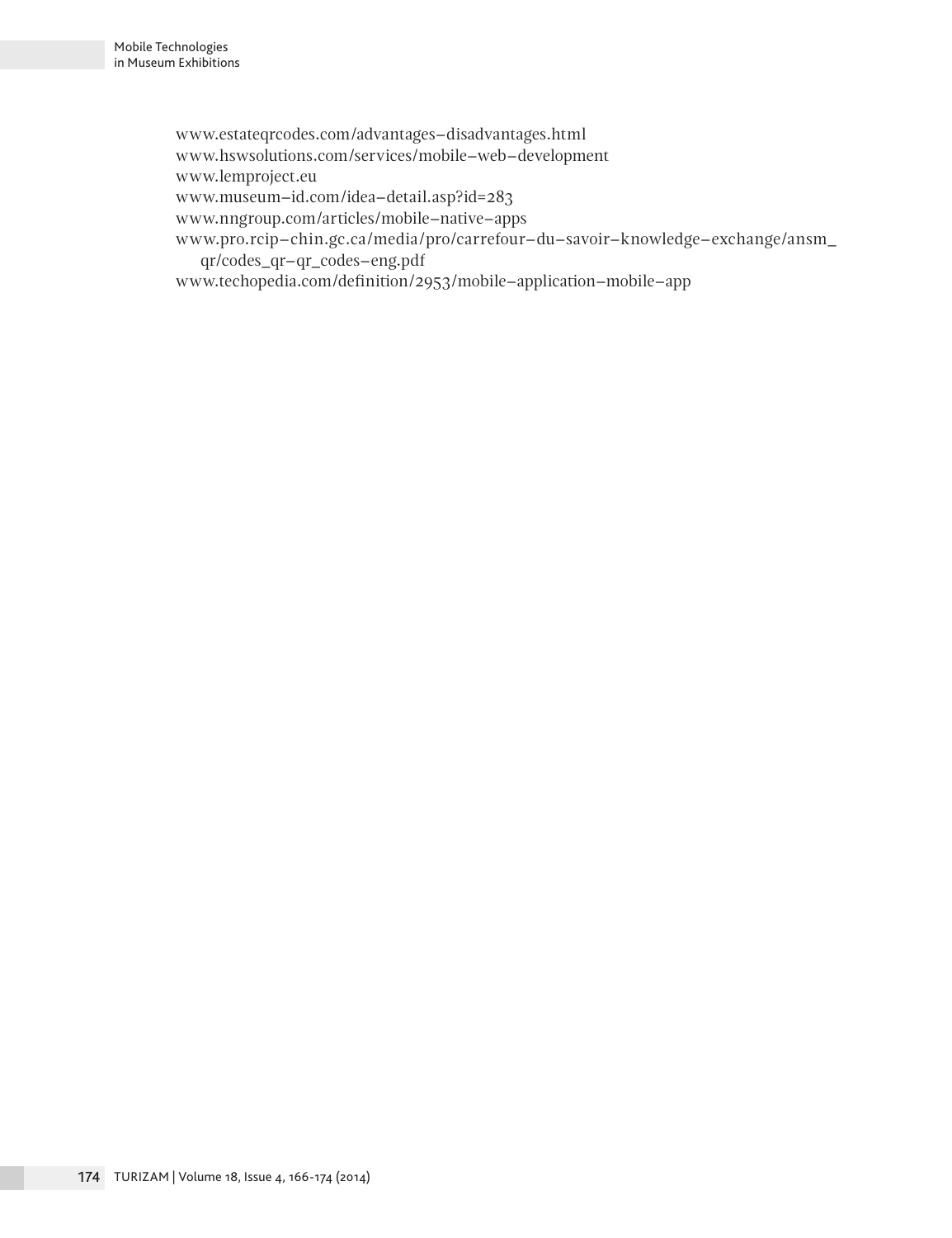www.estateqrcodes.com/advantages–disadvantages.html
www.hswsolutions.com/services/mobile–web–development
www.lemproject.eu
www.museum–id.com/idea–detail.asp?id=283
www.nngroup.com/articles/mobile–native–apps
www.pro.rcip–chin.gc.ca/media/pro/carrefour–du–savoir–knowledge–exchange/ansm_qr/codes_qr–qr_codes–eng.pdf
www.techopedia.com/definition/2953/mobile–application–mobile–app